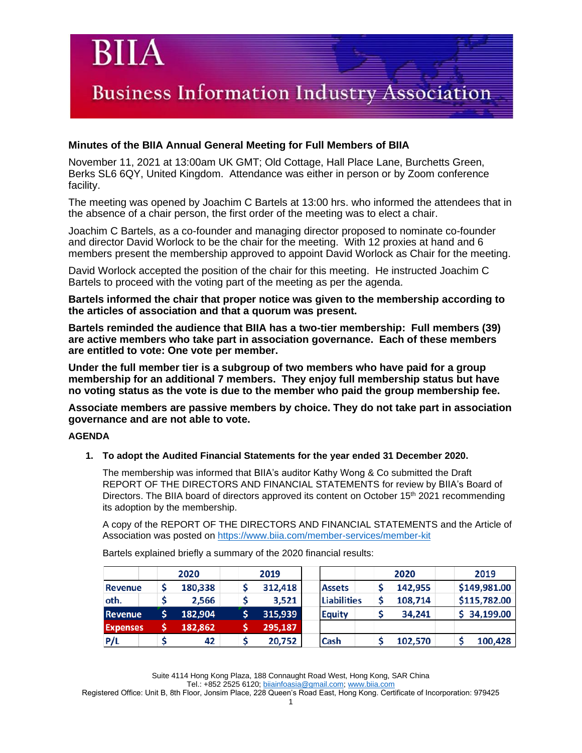# BIIA

## Business Information Industry Association

**Minutes of the BIIA Annual General Meeting for Full Members of BIIA**

November 11, 2021 at 13:00am UK GMT; Old Cottage, Hall Place Lane, Burchetts Green, Berks SL6 6QY, United Kingdom. Attendance was either in person or by Zoom conference facility.

The meeting was opened by Joachim C Bartels at 13:00 hrs. who informed the attendees that in the absence of a chair person, the first order of the meeting was to elect a chair.

Joachim C Bartels, as a co-founder and managing director proposed to nominate co-founder and director David Worlock to be the chair for the meeting. With 12 proxies at hand and 6 members present the membership approved to appoint David Worlock as Chair for the meeting.

David Worlock accepted the position of the chair for this meeting. He instructed Joachim C Bartels to proceed with the voting part of the meeting as per the agenda.

**Bartels informed the chair that proper notice was given to the membership according to the articles of association and that a quorum was present.**

**Bartels reminded the audience that BIIA has a two-tier membership: Full members (39) are active members who take part in association governance. Each of these members are entitled to vote: One vote per member.**

**Under the full member tier is a subgroup of two members who have paid for a group membership for an additional 7 members. They enjoy full membership status but have no voting status as the vote is due to the member who paid the group membership fee.**

**Associate members are passive members by choice. They do not take part in association governance and are not able to vote.**

**AGENDA**

1. **To adopt the Audited Financial Statements for the year ended 31 December 2020.**

   The membership was informed that BIIA's auditor Kathy Wong & Co submitted the Draft REPORT OF THE DIRECTORS AND FINANCIAL STATEMENTS for review by BIIA's Board of Directors. The BIIA board of directors approved its content on October 15th 2021 recommending its adoption by the membership.

   A copy of the REPORT OF THE DIRECTORS AND FINANCIAL STATEMENTS and the Article of Association was posted on https://www.biia.com/member-services/member-kit

   Bartels explained briefly a summary of the 2020 financial results:

| | 2020 | 2019 |
|---|---|---|
| Revenue | $ 180,338 | $ 312,418 |
| oth. | $ 2,566 | $ 3,521 |
| Revenue | $ 182,904 | $ 315,939 |
| Expenses | $ 182,862 | $ 295,187 |
| P/L | $ 42 | $ 20,752 |

| | 2020 | 2019 |
|---|---|---|
| Assets | $ 142,955 | $149,981.00 |
| Liabilities | $ 108,714 | $115,782.00 |
| Equity | $ 34,241 | $ 34,199.00 |
| | | |
| Cash | $ 102,570 | $ 100,428 |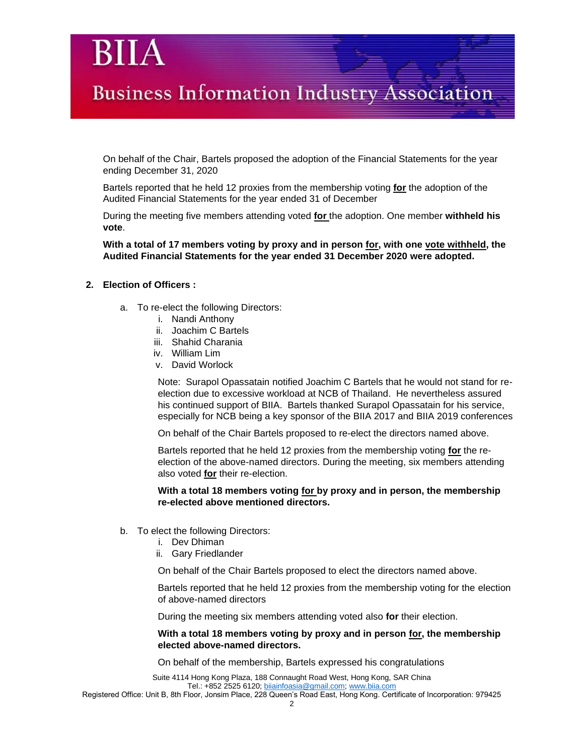On behalf of the Chair, Bartels proposed the adoption of the Financial Statements for the year ending December 31, 2020

Bartels reported that he held 12 proxies from the membership voting **for** the adoption of the Audited Financial Statements for the year ended 31 of December

During the meeting five members attending voted **for** the adoption. One member **withheld his vote**.

**With a total of 17 members voting by proxy and in person for, with one vote withheld, the Audited Financial Statements for the year ended 31 December 2020 were adopted.**

2. **Election of Officers :**

   a. To re-elect the following Directors:
      i. Nandi Anthony
      ii. Joachim C Bartels
      iii. Shahid Charania
      iv. William Lim
      v. David Worlock

      Note: Surapol Opassatain notified Joachim C Bartels that he would not stand for re-election due to excessive workload at NCB of Thailand. He nevertheless assured his continued support of BIIA. Bartels thanked Surapol Opassatain for his service, especially for NCB being a key sponsor of the BIIA 2017 and BIIA 2019 conferences

      On behalf of the Chair Bartels proposed to re-elect the directors named above.

      Bartels reported that he held 12 proxies from the membership voting **for** the re-election of the above-named directors. During the meeting, six members attending also voted **for** their re-election.

      **With a total 18 members voting for by proxy and in person, the membership re-elected above mentioned directors.**

   b. To elect the following Directors:
      i. Dev Dhiman
      ii. Gary Friedlander

      On behalf of the Chair Bartels proposed to elect the directors named above.

      Bartels reported that he held 12 proxies from the membership voting for the election of above-named directors

      During the meeting six members attending voted also **for** their election.

      **With a total 18 members voting by proxy and in person for, the membership elected above-named directors.**

      On behalf of the membership, Bartels expressed his congratulations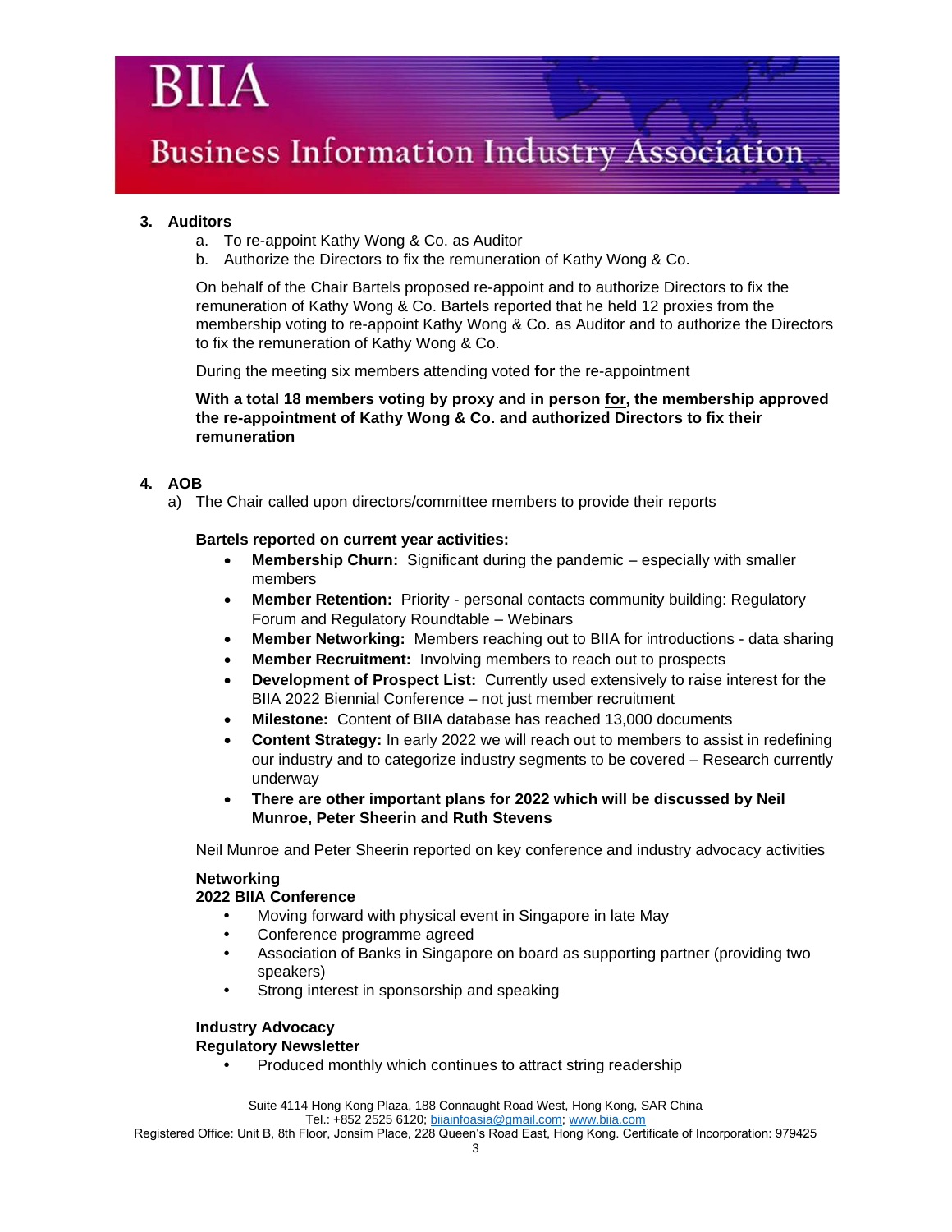### 3. Auditors

a. To re-appoint Kathy Wong & Co. as Auditor
b. Authorize the Directors to fix the remuneration of Kathy Wong & Co.

On behalf of the Chair Bartels proposed re-appoint and to authorize Directors to fix the remuneration of Kathy Wong & Co. Bartels reported that he held 12 proxies from the membership voting to re-appoint Kathy Wong & Co. as Auditor and to authorize the Directors to fix the remuneration of Kathy Wong & Co.

During the meeting six members attending voted **for** the re-appointment

**With a total 18 members voting by proxy and in person <u>for</u>, the membership approved the re-appointment of Kathy Wong & Co. and authorized Directors to fix their remuneration**

### 4. AOB

a) The Chair called upon directors/committee members to provide their reports

**Bartels reported on current year activities:**

- **Membership Churn:** Significant during the pandemic – especially with smaller members
- **Member Retention:** Priority - personal contacts community building: Regulatory Forum and Regulatory Roundtable – Webinars
- **Member Networking:** Members reaching out to BIIA for introductions - data sharing
- **Member Recruitment:** Involving members to reach out to prospects
- **Development of Prospect List:** Currently used extensively to raise interest for the BIIA 2022 Biennial Conference – not just member recruitment
- **Milestone:** Content of BIIA database has reached 13,000 documents
- **Content Strategy:** In early 2022 we will reach out to members to assist in redefining our industry and to categorize industry segments to be covered – Research currently underway
- **There are other important plans for 2022 which will be discussed by Neil Munroe, Peter Sheerin and Ruth Stevens**

Neil Munroe and Peter Sheerin reported on key conference and industry advocacy activities

**Networking**
**2022 BIIA Conference**

- Moving forward with physical event in Singapore in late May
- Conference programme agreed
- Association of Banks in Singapore on board as supporting partner (providing two speakers)
- Strong interest in sponsorship and speaking

**Industry Advocacy**
**Regulatory Newsletter**

- Produced monthly which continues to attract string readership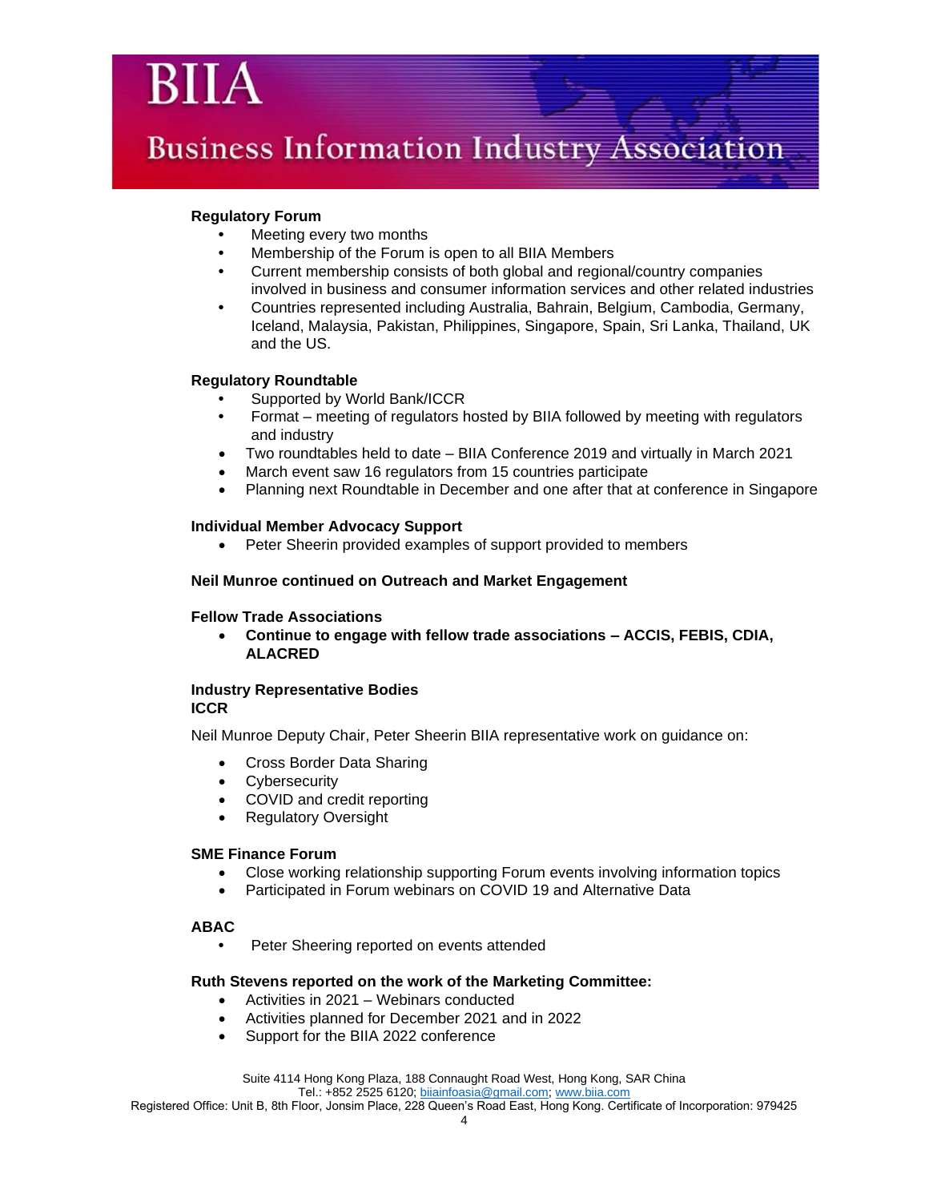**Regulatory Forum**

- Meeting every two months
- Membership of the Forum is open to all BIIA Members
- Current membership consists of both global and regional/country companies involved in business and consumer information services and other related industries
- Countries represented including Australia, Bahrain, Belgium, Cambodia, Germany, Iceland, Malaysia, Pakistan, Philippines, Singapore, Spain, Sri Lanka, Thailand, UK and the US.

**Regulatory Roundtable**

- Supported by World Bank/ICCR
- Format – meeting of regulators hosted by BIIA followed by meeting with regulators and industry
- Two roundtables held to date – BIIA Conference 2019 and virtually in March 2021
- March event saw 16 regulators from 15 countries participate
- Planning next Roundtable in December and one after that at conference in Singapore

**Individual Member Advocacy Support**

- Peter Sheerin provided examples of support provided to members

**Neil Munroe continued on Outreach and Market Engagement**

**Fellow Trade Associations**

- **Continue to engage with fellow trade associations – ACCIS, FEBIS, CDIA, ALACRED**

**Industry Representative Bodies**
**ICCR**

Neil Munroe Deputy Chair, Peter Sheerin BIIA representative work on guidance on:

- Cross Border Data Sharing
- Cybersecurity
- COVID and credit reporting
- Regulatory Oversight

**SME Finance Forum**

- Close working relationship supporting Forum events involving information topics
- Participated in Forum webinars on COVID 19 and Alternative Data

**ABAC**

- Peter Sheering reported on events attended

**Ruth Stevens reported on the work of the Marketing Committee:**

- Activities in 2021 – Webinars conducted
- Activities planned for December 2021 and in 2022
- Support for the BIIA 2022 conference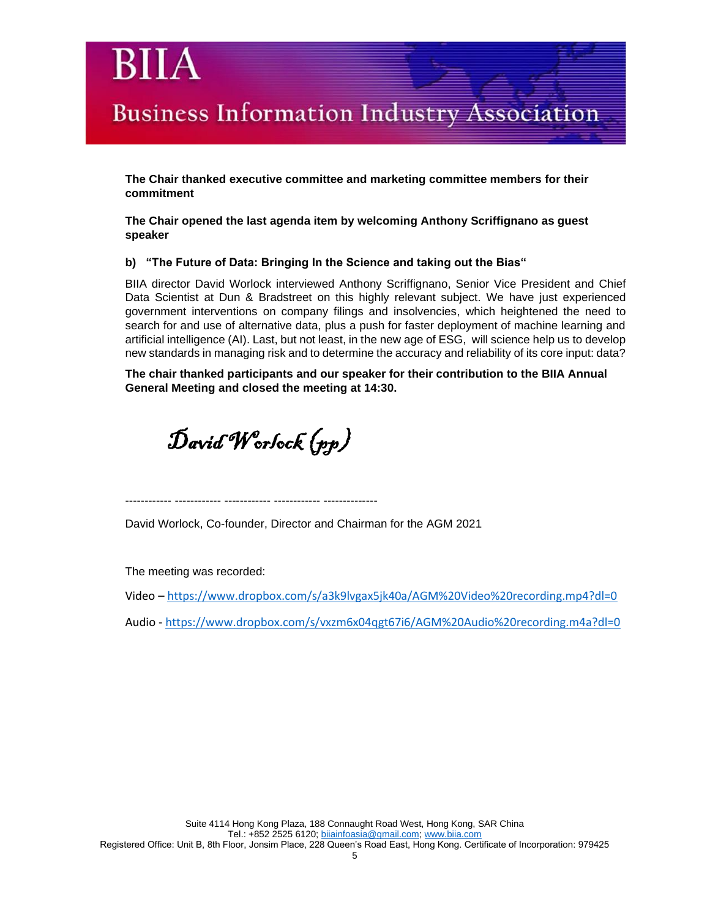**The Chair thanked executive committee and marketing committee members for their commitment**

**The Chair opened the last agenda item by welcoming Anthony Scriffignano as guest speaker**

**b) "The Future of Data: Bringing In the Science and taking out the Bias"**

BIIA director David Worlock interviewed Anthony Scriffignano, Senior Vice President and Chief Data Scientist at Dun & Bradstreet on this highly relevant subject. We have just experienced government interventions on company filings and insolvencies, which heightened the need to search for and use of alternative data, plus a push for faster deployment of machine learning and artificial intelligence (AI). Last, but not least, in the new age of ESG, will science help us to develop new standards in managing risk and to determine the accuracy and reliability of its core input: data?

**The chair thanked participants and our speaker for their contribution to the BIIA Annual General Meeting and closed the meeting at 14:30.**

*David Worlock (pp)*

------------ ------------ ------------ ------------ --------------

David Worlock, Co-founder, Director and Chairman for the AGM 2021

The meeting was recorded:

Video – https://www.dropbox.com/s/a3k9lvgax5jk40a/AGM%20Video%20recording.mp4?dl=0

Audio - https://www.dropbox.com/s/vxzm6x04qgt67i6/AGM%20Audio%20recording.m4a?dl=0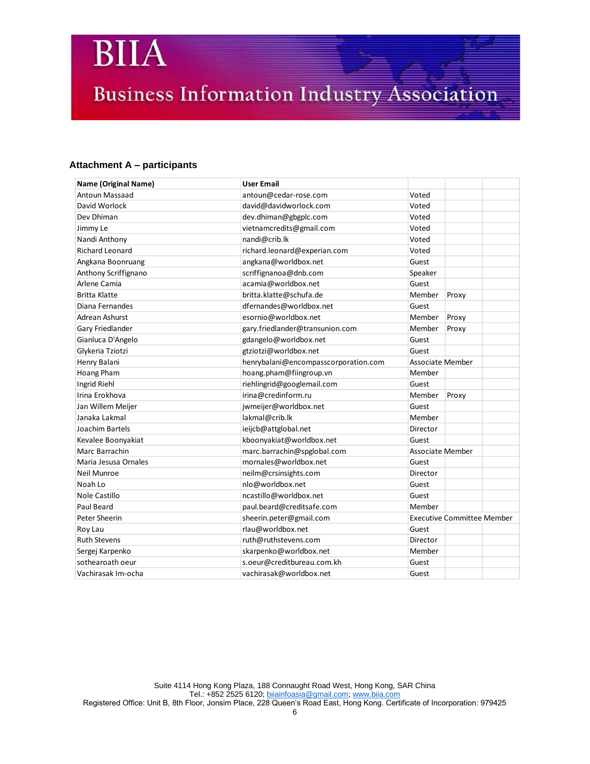### Attachment A – participants

| Name (Original Name) | User Email | | | |
|---|---|---|---|---|
| Antoun Massaad | antoun@cedar-rose.com | Voted | | |
| David Worlock | david@davidworlock.com | Voted | | |
| Dev Dhiman | dev.dhiman@gbgplc.com | Voted | | |
| Jimmy Le | vietnamcredits@gmail.com | Voted | | |
| Nandi Anthony | nandi@crib.lk | Voted | | |
| Richard Leonard | richard.leonard@experian.com | Voted | | |
| Angkana Boonruang | angkana@worldbox.net | Guest | | |
| Anthony Scriffignano | scriffignanoa@dnb.com | Speaker | | |
| Arlene Camia | acamia@worldbox.net | Guest | | |
| Britta Klatte | britta.klatte@schufa.de | Member | Proxy | |
| Diana Fernandes | dfernandes@worldbox.net | Guest | | |
| Adrean Ashurst | esornio@worldbox.net | Member | Proxy | |
| Gary Friedlander | gary.friedlander@transunion.com | Member | Proxy | |
| Gianluca D'Angelo | gdangelo@worldbox.net | Guest | | |
| Glykeria Tziotzi | gtziotzi@worldbox.net | Guest | | |
| Henry Balani | henrybalani@encompasscorporation.com | Associate Member | | |
| Hoang Pham | hoang.pham@fiingroup.vn | Member | | |
| Ingrid Riehl | riehlingrid@googlemail.com | Guest | | |
| Irina Erokhova | irina@credinform.ru | Member | Proxy | |
| Jan Willem Meijer | jwmeijer@worldbox.net | Guest | | |
| Janaka Lakmal | lakmal@crib.lk | Member | | |
| Joachim Bartels | ieijcb@attglobal.net | Director | | |
| Kevalee Boonyakiat | kboonyakiat@worldbox.net | Guest | | |
| Marc Barrachin | marc.barrachin@spglobal.com | Associate Member | | |
| Maria Jesusa Ornales | mornales@worldbox.net | Guest | | |
| Neil Munroe | neilm@crsinsights.com | Director | | |
| Noah Lo | nlo@worldbox.net | Guest | | |
| Nole Castillo | ncastillo@worldbox.net | Guest | | |
| Paul Beard | paul.beard@creditsafe.com | Member | | |
| Peter Sheerin | sheerin.peter@gmail.com | Executive Committee Member | | |
| Roy Lau | rlau@worldbox.net | Guest | | |
| Ruth Stevens | ruth@ruthstevens.com | Director | | |
| Sergej Karpenko | skarpenko@worldbox.net | Member | | |
| sothearoath oeur | s.oeur@creditbureau.com.kh | Guest | | |
| Vachirasak Im-ocha | vachirasak@worldbox.net | Guest | | |

Suite 4114 Hong Kong Plaza, 188 Connaught Road West, Hong Kong, SAR China
Tel.: +852 2525 6120; biiainfoasia@gmail.com; www.biia.com
Registered Office: Unit B, 8th Floor, Jonsim Place, 228 Queen's Road East, Hong Kong. Certificate of Incorporation: 979425